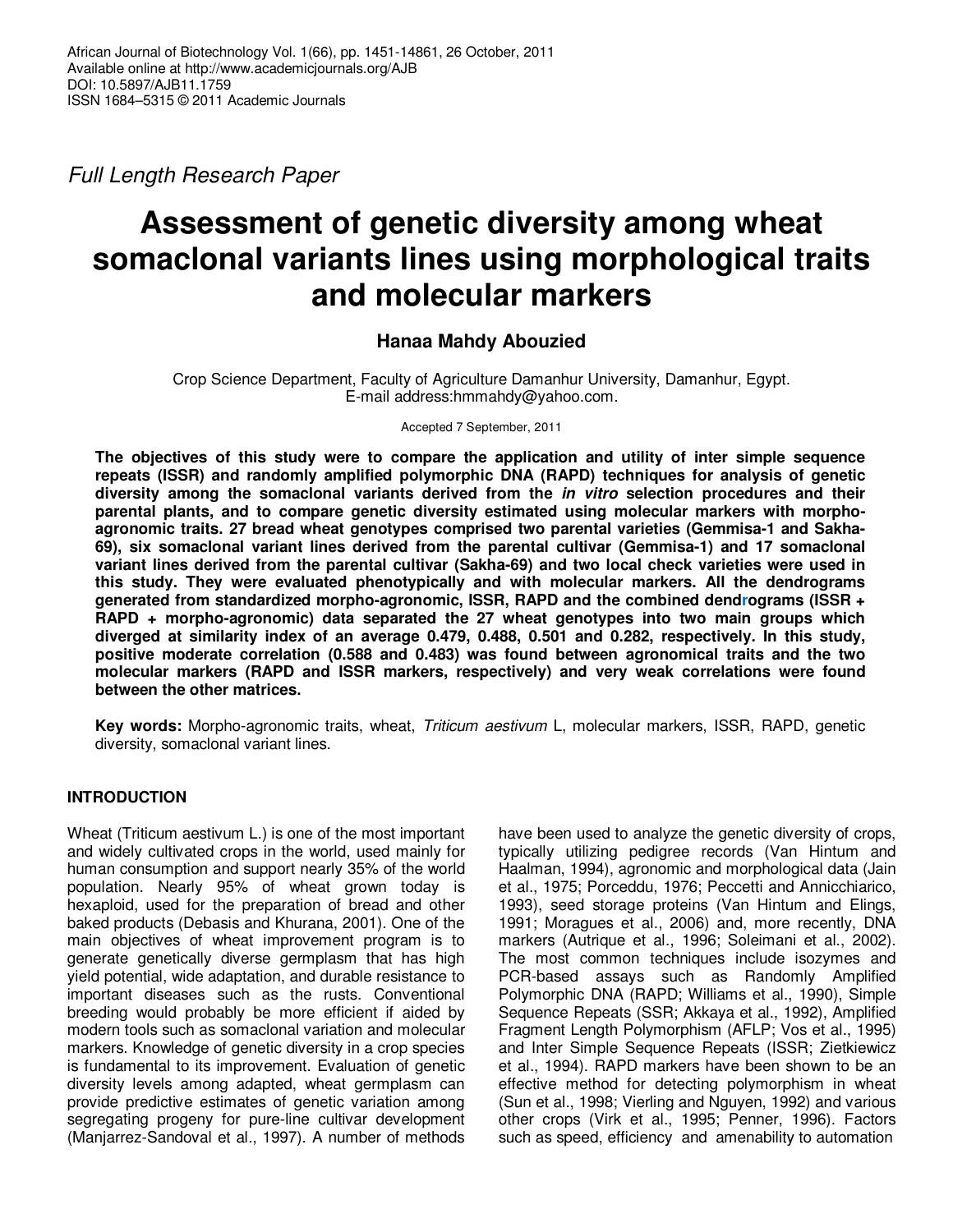African Journal of Biotechnology Vol. 1(66), pp. 1451-14861, 26 October, 2011
Available online at http://www.academicjournals.org/AJB
DOI: 10.5897/AJB11.1759
ISSN 1684–5315 © 2011 Academic Journals

*Full Length Research Paper*

# Assessment of genetic diversity among wheat somaclonal variants lines using morphological traits and molecular markers

**Hanaa Mahdy Abouzied**

Crop Science Department, Faculty of Agriculture Damanhur University, Damanhur, Egypt.
E-mail address:hmmahdy@yahoo.com.

Accepted 7 September, 2011

**The objectives of this study were to compare the application and utility of inter simple sequence repeats (ISSR) and randomly amplified polymorphic DNA (RAPD) techniques for analysis of genetic diversity among the somaclonal variants derived from the *in vitro* selection procedures and their parental plants, and to compare genetic diversity estimated using molecular markers with morpho-agronomic traits. 27 bread wheat genotypes comprised two parental varieties (Gemmisa-1 and Sakha-69), six somaclonal variant lines derived from the parental cultivar (Gemmisa-1) and 17 somaclonal variant lines derived from the parental cultivar (Sakha-69) and two local check varieties were used in this study. They were evaluated phenotypically and with molecular markers. All the dendrograms generated from standardized morpho-agronomic, ISSR, RAPD and the combined dendrograms (ISSR + RAPD + morpho-agronomic) data separated the 27 wheat genotypes into two main groups which diverged at similarity index of an average 0.479, 0.488, 0.501 and 0.282, respectively. In this study, positive moderate correlation (0.588 and 0.483) was found between agronomical traits and the two molecular markers (RAPD and ISSR markers, respectively) and very weak correlations were found between the other matrices.**

**Key words:** Morpho-agronomic traits, wheat, *Triticum aestivum* L, molecular markers, ISSR, RAPD, genetic diversity, somaclonal variant lines.

## INTRODUCTION

Wheat (Triticum aestivum L.) is one of the most important and widely cultivated crops in the world, used mainly for human consumption and support nearly 35% of the world population. Nearly 95% of wheat grown today is hexaploid, used for the preparation of bread and other baked products (Debasis and Khurana, 2001). One of the main objectives of wheat improvement program is to generate genetically diverse germplasm that has high yield potential, wide adaptation, and durable resistance to important diseases such as the rusts. Conventional breeding would probably be more efficient if aided by modern tools such as somaclonal variation and molecular markers. Knowledge of genetic diversity in a crop species is fundamental to its improvement. Evaluation of genetic diversity levels among adapted, wheat germplasm can provide predictive estimates of genetic variation among segregating progeny for pure-line cultivar development (Manjarrez-Sandoval et al., 1997). A number of methods have been used to analyze the genetic diversity of crops, typically utilizing pedigree records (Van Hintum and Haalman, 1994), agronomic and morphological data (Jain et al., 1975; Porceddu, 1976; Peccetti and Annicchiarico, 1993), seed storage proteins (Van Hintum and Elings, 1991; Moragues et al., 2006) and, more recently, DNA markers (Autrique et al., 1996; Soleimani et al., 2002). The most common techniques include isozymes and PCR-based assays such as Randomly Amplified Polymorphic DNA (RAPD; Williams et al., 1990), Simple Sequence Repeats (SSR; Akkaya et al., 1992), Amplified Fragment Length Polymorphism (AFLP; Vos et al., 1995) and Inter Simple Sequence Repeats (ISSR; Zietkiewicz et al., 1994). RAPD markers have been shown to be an effective method for detecting polymorphism in wheat (Sun et al., 1998; Vierling and Nguyen, 1992) and various other crops (Virk et al., 1995; Penner, 1996). Factors such as speed, efficiency and amenability to automation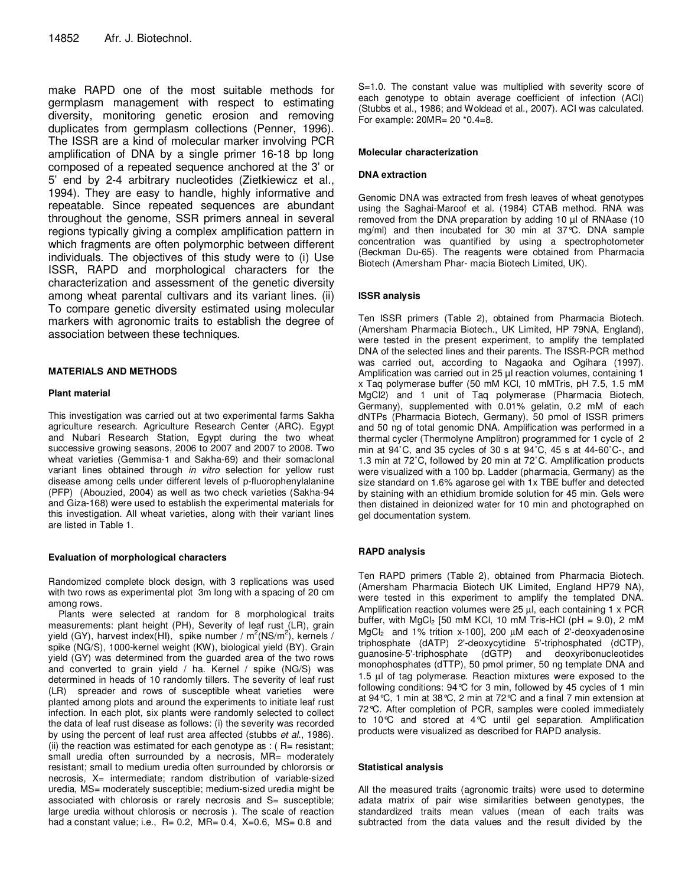make RAPD one of the most suitable methods for germplasm management with respect to estimating diversity, monitoring genetic erosion and removing duplicates from germplasm collections (Penner, 1996). The ISSR are a kind of molecular marker involving PCR amplification of DNA by a single primer 16-18 bp long composed of a repeated sequence anchored at the 3' or 5' end by 2-4 arbitrary nucleotides (Zietkiewicz et al., 1994). They are easy to handle, highly informative and repeatable. Since repeated sequences are abundant throughout the genome, SSR primers anneal in several regions typically giving a complex amplification pattern in which fragments are often polymorphic between different individuals. The objectives of this study were to (i) Use ISSR, RAPD and morphological characters for the characterization and assessment of the genetic diversity among wheat parental cultivars and its variant lines. (ii) To compare genetic diversity estimated using molecular markers with agronomic traits to establish the degree of association between these techniques.

## MATERIALS AND METHODS

### Plant material

This investigation was carried out at two experimental farms Sakha agriculture research. Agriculture Research Center (ARC). Egypt and Nubari Research Station, Egypt during the two wheat successive growing seasons, 2006 to 2007 and 2007 to 2008. Two wheat varieties (Gemmisa-1 and Sakha-69) and their somaclonal variant lines obtained through *in vitro* selection for yellow rust disease among cells under different levels of p-fluorophenylalanine (PFP) (Abouzied, 2004) as well as two check varieties (Sakha-94 and Giza-168) were used to establish the experimental materials for this investigation. All wheat varieties, along with their variant lines are listed in Table 1.

### Evaluation of morphological characters

Randomized complete block design, with 3 replications was used with two rows as experimental plot 3m long with a spacing of 20 cm among rows.

Plants were selected at random for 8 morphological traits measurements: plant height (PH), Severity of leaf rust (LR), grain yield (GY), harvest index(HI), spike number / $m^2$(NS/$m^2$), kernels / spike (NG/S), 1000-kernel weight (KW), biological yield (BY). Grain yield (GY) was determined from the guarded area of the two rows and converted to grain yield / ha. Kernel / spike (NG/S) was determined in heads of 10 randomly tillers. The severity of leaf rust (LR) spreader and rows of susceptible wheat varieties were planted among plots and around the experiments to initiate leaf rust infection. In each plot, six plants were randomly selected to collect the data of leaf rust disease as follows: (i) the severity was recorded by using the percent of leaf rust area affected (stubbs *et al.*, 1986). (ii) the reaction was estimated for each genotype as : ( R= resistant; small uredia often surrounded by a necrosis, MR= moderately resistant; small to medium uredia often surrounded by chlororsis or necrosis, X= intermediate; random distribution of variable-sized uredia, MS= moderately susceptible; medium-sized uredia might be associated with chlorosis or rarely necrosis and S= susceptible; large uredia without chlorosis or necrosis ). The scale of reaction had a constant value; i.e., R= 0.2, MR= 0.4, X=0.6, MS= 0.8 and S=1.0. The constant value was multiplied with severity score of each genotype to obtain average coefficient of infection (ACI) (Stubbs et al., 1986; and Woldead et al., 2007). ACI was calculated. For example: 20MR= 20 *0.4=8.

### Molecular characterization

#### DNA extraction

Genomic DNA was extracted from fresh leaves of wheat genotypes using the Saghai-Maroof et al. (1984) CTAB method. RNA was removed from the DNA preparation by adding 10 µl of RNAase (10 mg/ml) and then incubated for 30 min at 37°C. DNA sample concentration was quantified by using a spectrophotometer (Beckman Du-65). The reagents were obtained from Pharmacia Biotech (Amersham Phar- macia Biotech Limited, UK).

#### ISSR analysis

Ten ISSR primers (Table 2), obtained from Pharmacia Biotech. (Amersham Pharmacia Biotech., UK Limited, HP 79NA, England), were tested in the present experiment, to amplify the templated DNA of the selected lines and their parents. The ISSR-PCR method was carried out, according to Nagaoka and Ogihara (1997). Amplification was carried out in 25 µl reaction volumes, containing 1 x Taq polymerase buffer (50 mM KCl, 10 mMTris, pH 7.5, 1.5 mM MgCl2) and 1 unit of Taq polymerase (Pharmacia Biotech, Germany), supplemented with 0.01% gelatin, 0.2 mM of each dNTPs (Pharmacia Biotech, Germany), 50 pmol of ISSR primers and 50 ng of total genomic DNA. Amplification was performed in a thermal cycler (Thermolyne Amplitron) programmed for 1 cycle of 2 min at 94˚C, and 35 cycles of 30 s at 94˚C, 45 s at 44-60˚C-, and 1.3 min at 72˚C, followed by 20 min at 72˚C. Amplification products were visualized with a 100 bp. Ladder (pharmacia, Germany) as the size standard on 1.6% agarose gel with 1x TBE buffer and detected by staining with an ethidium bromide solution for 45 min. Gels were then distained in deionized water for 10 min and photographed on gel documentation system.

#### RAPD analysis

Ten RAPD primers (Table 2), obtained from Pharmacia Biotech. (Amersham Pharmacia Biotech UK Limited, England HP79 NA), were tested in this experiment to amplify the templated DNA. Amplification reaction volumes were 25 µl, each containing 1 x PCR buffer, with $MgCl_2$ [50 mM KCl, 10 mM Tris-HCl (pH = 9.0), 2 mM $MgCl_2$ and 1% trition x-100], 200 µM each of 2'-deoxyadenosine triphosphate (dATP) 2'-deoxycytidine 5'-triphosphated (dCTP), guanosine-5'-triphosphate (dGTP) and deoxyribonucleotides monophosphates (dTTP), 50 pmol primer, 50 ng template DNA and 1.5 µl of tag polymerase. Reaction mixtures were exposed to the following conditions: 94°C for 3 min, followed by 45 cycles of 1 min at 94°C, 1 min at 38°C, 2 min at 72°C and a final 7 min extension at 72°C. After completion of PCR, samples were cooled immediately to 10°C and stored at 4°C until gel separation. Amplification products were visualized as described for RAPD analysis.

### Statistical analysis

All the measured traits (agronomic traits) were used to determine adata matrix of pair wise similarities between genotypes, the standardized traits mean values (mean of each traits was subtracted from the data values and the result divided by the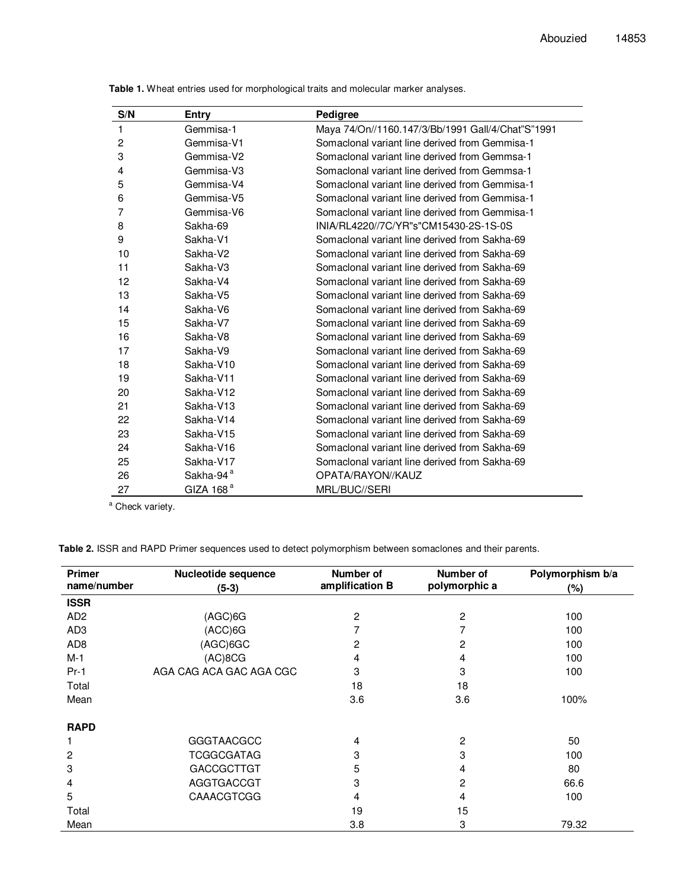**Table 1.** Wheat entries used for morphological traits and molecular marker analyses.

| S/N | Entry | Pedigree |
|---|---|---|
| 1 | Gemmisa-1 | Maya 74/On//1160.147/3/Bb/1991 Gall/4/Chat"S"1991 |
| 2 | Gemmisa-V1 | Somaclonal variant line derived from Gemmisa-1 |
| 3 | Gemmisa-V2 | Somaclonal variant line derived from Gemmsa-1 |
| 4 | Gemmisa-V3 | Somaclonal variant line derived from Gemmsa-1 |
| 5 | Gemmisa-V4 | Somaclonal variant line derived from Gemmisa-1 |
| 6 | Gemmisa-V5 | Somaclonal variant line derived from Gemmisa-1 |
| 7 | Gemmisa-V6 | Somaclonal variant line derived from Gemmisa-1 |
| 8 | Sakha-69 | INIA/RL4220//7C/YR"s"CM15430-2S-1S-0S |
| 9 | Sakha-V1 | Somaclonal variant line derived from Sakha-69 |
| 10 | Sakha-V2 | Somaclonal variant line derived from Sakha-69 |
| 11 | Sakha-V3 | Somaclonal variant line derived from Sakha-69 |
| 12 | Sakha-V4 | Somaclonal variant line derived from Sakha-69 |
| 13 | Sakha-V5 | Somaclonal variant line derived from Sakha-69 |
| 14 | Sakha-V6 | Somaclonal variant line derived from Sakha-69 |
| 15 | Sakha-V7 | Somaclonal variant line derived from Sakha-69 |
| 16 | Sakha-V8 | Somaclonal variant line derived from Sakha-69 |
| 17 | Sakha-V9 | Somaclonal variant line derived from Sakha-69 |
| 18 | Sakha-V10 | Somaclonal variant line derived from Sakha-69 |
| 19 | Sakha-V11 | Somaclonal variant line derived from Sakha-69 |
| 20 | Sakha-V12 | Somaclonal variant line derived from Sakha-69 |
| 21 | Sakha-V13 | Somaclonal variant line derived from Sakha-69 |
| 22 | Sakha-V14 | Somaclonal variant line derived from Sakha-69 |
| 23 | Sakha-V15 | Somaclonal variant line derived from Sakha-69 |
| 24 | Sakha-V16 | Somaclonal variant line derived from Sakha-69 |
| 25 | Sakha-V17 | Somaclonal variant line derived from Sakha-69 |
| 26 | Sakha-94 [a] | OPATA/RAYON//KAUZ |
| 27 | GIZA 168 [a] | MRL/BUC//SERI |

[a] Check variety.

**Table 2.** ISSR and RAPD Primer sequences used to detect polymorphism between somaclones and their parents.

| Primer name/number | Nucleotide sequence (5-3) | Number of amplification B | Number of polymorphic a | Polymorphism b/a (%) |
|---|---|---|---|---|
| **ISSR** | | | | |
| AD2 | (AGC)6G | 2 | 2 | 100 |
| AD3 | (ACC)6G | 7 | 7 | 100 |
| AD8 | (AGC)6GC | 2 | 2 | 100 |
| M-1 | (AC)8CG | 4 | 4 | 100 |
| Pr-1 | AGA CAG ACA GAC AGA CGC | 3 | 3 | 100 |
| Total | | 18 | 18 | |
| Mean | | 3.6 | 3.6 | 100% |
| **RAPD** | | | | |
| 1 | GGGTAACGCC | 4 | 2 | 50 |
| 2 | TCGGCGATAG | 3 | 3 | 100 |
| 3 | GACCGCTTGT | 5 | 4 | 80 |
| 4 | AGGTGACCGT | 3 | 2 | 66.6 |
| 5 | CAAACGTCGG | 4 | 4 | 100 |
| Total | | 19 | 15 | |
| Mean | | 3.8 | 3 | 79.32 |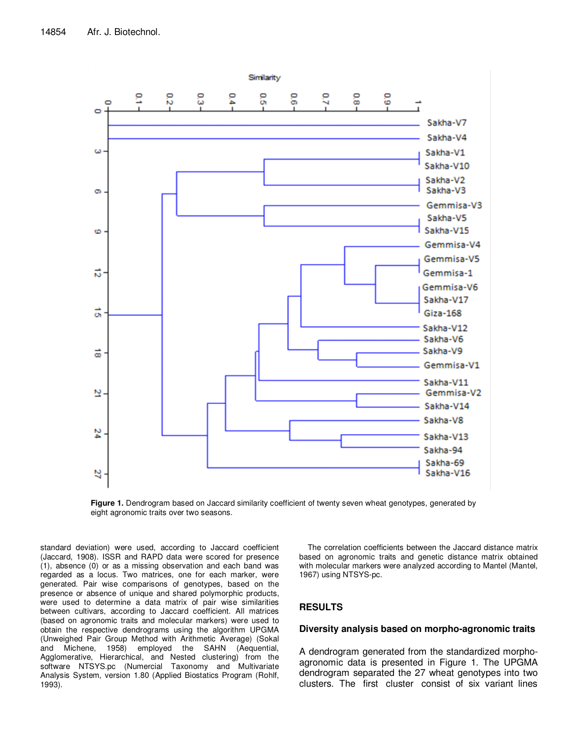Similarity

0
0.1
0.2
0.3
0.4
0.5
0.6
0.7
0.8
0.9
1

0
3
6
9
12
15
18
21
24
27

Sakha-V7
Sakha-V4
Sakha-V1
Sakha-V10
Sakha-V2
Sakha-V3
Gemmisa-V3
Sakha-V5
Sakha-V15
Gemmisa-V4
Gemmisa-V5
Gemmisa-1
Gemmisa-V6
Sakha-V17
Giza-168
Sakha-V12
Sakha-V6
Sakha-V9
Gemmisa-V1
Sakha-V11
Gemmisa-V2
Sakha-V14
Sakha-V8
Sakha-V13
Sakha-94
Sakha-69
Sakha-V16

**Figure 1.** Dendrogram based on Jaccard similarity coefficient of twenty seven wheat genotypes, generated by eight agronomic traits over two seasons.

standard deviation) were used, according to Jaccard coefficient (Jaccard, 1908). ISSR and RAPD data were scored for presence (1), absence (0) or as a missing observation and each band was regarded as a locus. Two matrices, one for each marker, were generated. Pair wise comparisons of genotypes, based on the presence or absence of unique and shared polymorphic products, were used to determine a data matrix of pair wise similarities between cultivars, according to Jaccard coefficient. All matrices (based on agronomic traits and molecular markers) were used to obtain the respective dendrograms using the algorithm UPGMA (Unweighed Pair Group Method with Arithmetic Average) (Sokal and Michene, 1958) employed the SAHN (Aequential, Agglomerative, Hierarchical, and Nested clustering) from the software NTSYS.pc (Numercial Taxonomy and Multivariate Analysis System, version 1.80 (Applied Biostatics Program (Rohlf, 1993).

The correlation coefficients between the Jaccard distance matrix based on agronomic traits and genetic distance matrix obtained with molecular markers were analyzed according to Mantel (Mantel, 1967) using NTSYS-pc.

## RESULTS

### Diversity analysis based on morpho-agronomic traits

A dendrogram generated from the standardized morpho-agronomic data is presented in Figure 1. The UPGMA dendrogram separated the 27 wheat genotypes into two clusters. The first cluster consist of six variant lines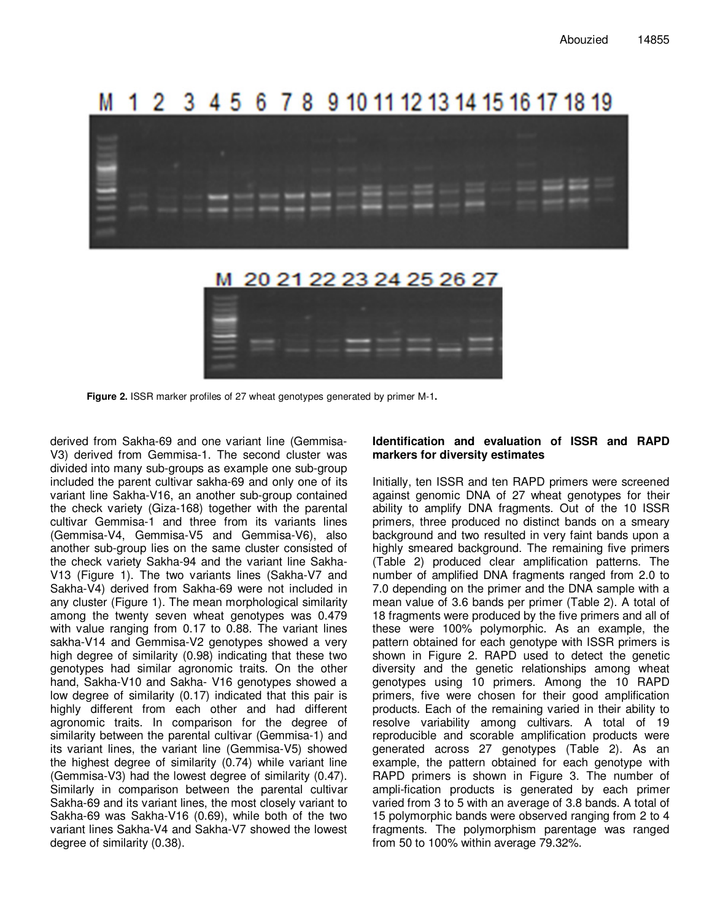M 1 2 3 4 5 6 7 8 9 10 11 12 13 14 15 16 17 18 19

M 20 21 22 23 24 25 26 27

**Figure 2.** ISSR marker profiles of 27 wheat genotypes generated by primer M-1**.**

derived from Sakha-69 and one variant line (Gemmisa-V3) derived from Gemmisa-1. The second cluster was divided into many sub-groups as example one sub-group included the parent cultivar sakha-69 and only one of its variant line Sakha-V16, an another sub-group contained the check variety (Giza-168) together with the parental cultivar Gemmisa-1 and three from its variants lines (Gemmisa-V4, Gemmisa-V5 and Gemmisa-V6), also another sub-group lies on the same cluster consisted of the check variety Sakha-94 and the variant line Sakha-V13 (Figure 1). The two variants lines (Sakha-V7 and Sakha-V4) derived from Sakha-69 were not included in any cluster (Figure 1). The mean morphological similarity among the twenty seven wheat genotypes was 0.479 with value ranging from 0.17 to 0.88. The variant lines sakha-V14 and Gemmisa-V2 genotypes showed a very high degree of similarity (0.98) indicating that these two genotypes had similar agronomic traits. On the other hand, Sakha-V10 and Sakha- V16 genotypes showed a low degree of similarity (0.17) indicated that this pair is highly different from each other and had different agronomic traits. In comparison for the degree of similarity between the parental cultivar (Gemmisa-1) and its variant lines, the variant line (Gemmisa-V5) showed the highest degree of similarity (0.74) while variant line (Gemmisa-V3) had the lowest degree of similarity (0.47). Similarly in comparison between the parental cultivar Sakha-69 and its variant lines, the most closely variant to Sakha-69 was Sakha-V16 (0.69), while both of the two variant lines Sakha-V4 and Sakha-V7 showed the lowest degree of similarity (0.38).

## Identification and evaluation of ISSR and RAPD markers for diversity estimates

Initially, ten ISSR and ten RAPD primers were screened against genomic DNA of 27 wheat genotypes for their ability to amplify DNA fragments. Out of the 10 ISSR primers, three produced no distinct bands on a smeary background and two resulted in very faint bands upon a highly smeared background. The remaining five primers (Table 2) produced clear amplification patterns. The number of amplified DNA fragments ranged from 2.0 to 7.0 depending on the primer and the DNA sample with a mean value of 3.6 bands per primer (Table 2). A total of 18 fragments were produced by the five primers and all of these were 100% polymorphic. As an example, the pattern obtained for each genotype with ISSR primers is shown in Figure 2. RAPD used to detect the genetic diversity and the genetic relationships among wheat genotypes using 10 primers. Among the 10 RAPD primers, five were chosen for their good amplification products. Each of the remaining varied in their ability to resolve variability among cultivars. A total of 19 reproducible and scorable amplification products were generated across 27 genotypes (Table 2). As an example, the pattern obtained for each genotype with RAPD primers is shown in Figure 3. The number of ampli-fication products is generated by each primer varied from 3 to 5 with an average of 3.8 bands. A total of 15 polymorphic bands were observed ranging from 2 to 4 fragments. The polymorphism parentage was ranged from 50 to 100% within average 79.32%.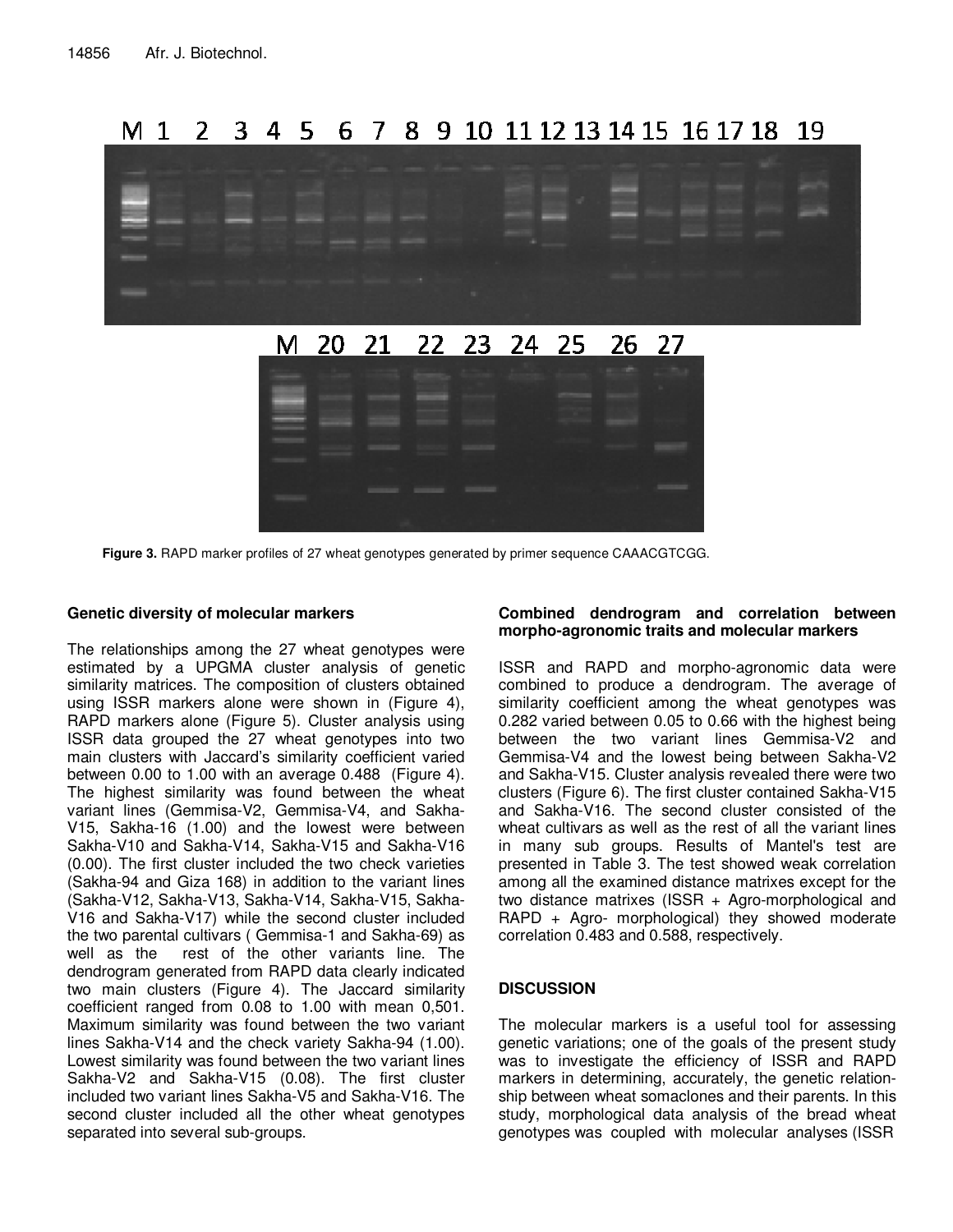M 1 2 3 4 5 6 7 8 9 10 11 12 13 14 15 16 17 18 19

M 20 21 22 23 24 25 26 27

**Figure 3.** RAPD marker profiles of 27 wheat genotypes generated by primer sequence CAAACGTCGG.

### Genetic diversity of molecular markers

The relationships among the 27 wheat genotypes were estimated by a UPGMA cluster analysis of genetic similarity matrices. The composition of clusters obtained using ISSR markers alone were shown in (Figure 4), RAPD markers alone (Figure 5). Cluster analysis using ISSR data grouped the 27 wheat genotypes into two main clusters with Jaccard's similarity coefficient varied between 0.00 to 1.00 with an average 0.488 (Figure 4). The highest similarity was found between the wheat variant lines (Gemmisa-V2, Gemmisa-V4, and Sakha-V15, Sakha-16 (1.00) and the lowest were between Sakha-V10 and Sakha-V14, Sakha-V15 and Sakha-V16 (0.00). The first cluster included the two check varieties (Sakha-94 and Giza 168) in addition to the variant lines (Sakha-V12, Sakha-V13, Sakha-V14, Sakha-V15, Sakha-V16 and Sakha-V17) while the second cluster included the two parental cultivars ( Gemmisa-1 and Sakha-69) as well as the rest of the other variants line. The dendrogram generated from RAPD data clearly indicated two main clusters (Figure 4). The Jaccard similarity coefficient ranged from 0.08 to 1.00 with mean 0,501. Maximum similarity was found between the two variant lines Sakha-V14 and the check variety Sakha-94 (1.00). Lowest similarity was found between the two variant lines Sakha-V2 and Sakha-V15 (0.08). The first cluster included two variant lines Sakha-V5 and Sakha-V16. The second cluster included all the other wheat genotypes separated into several sub-groups.

### Combined dendrogram and correlation between morpho-agronomic traits and molecular markers

ISSR and RAPD and morpho-agronomic data were combined to produce a dendrogram. The average of similarity coefficient among the wheat genotypes was 0.282 varied between 0.05 to 0.66 with the highest being between the two variant lines Gemmisa-V2 and Gemmisa-V4 and the lowest being between Sakha-V2 and Sakha-V15. Cluster analysis revealed there were two clusters (Figure 6). The first cluster contained Sakha-V15 and Sakha-V16. The second cluster consisted of the wheat cultivars as well as the rest of all the variant lines in many sub groups. Results of Mantel's test are presented in Table 3. The test showed weak correlation among all the examined distance matrixes except for the two distance matrixes (ISSR + Agro-morphological and RAPD + Agro- morphological) they showed moderate correlation 0.483 and 0.588, respectively.

## DISCUSSION

The molecular markers is a useful tool for assessing genetic variations; one of the goals of the present study was to investigate the efficiency of ISSR and RAPD markers in determining, accurately, the genetic relationship between wheat somaclones and their parents. In this study, morphological data analysis of the bread wheat genotypes was coupled with molecular analyses (ISSR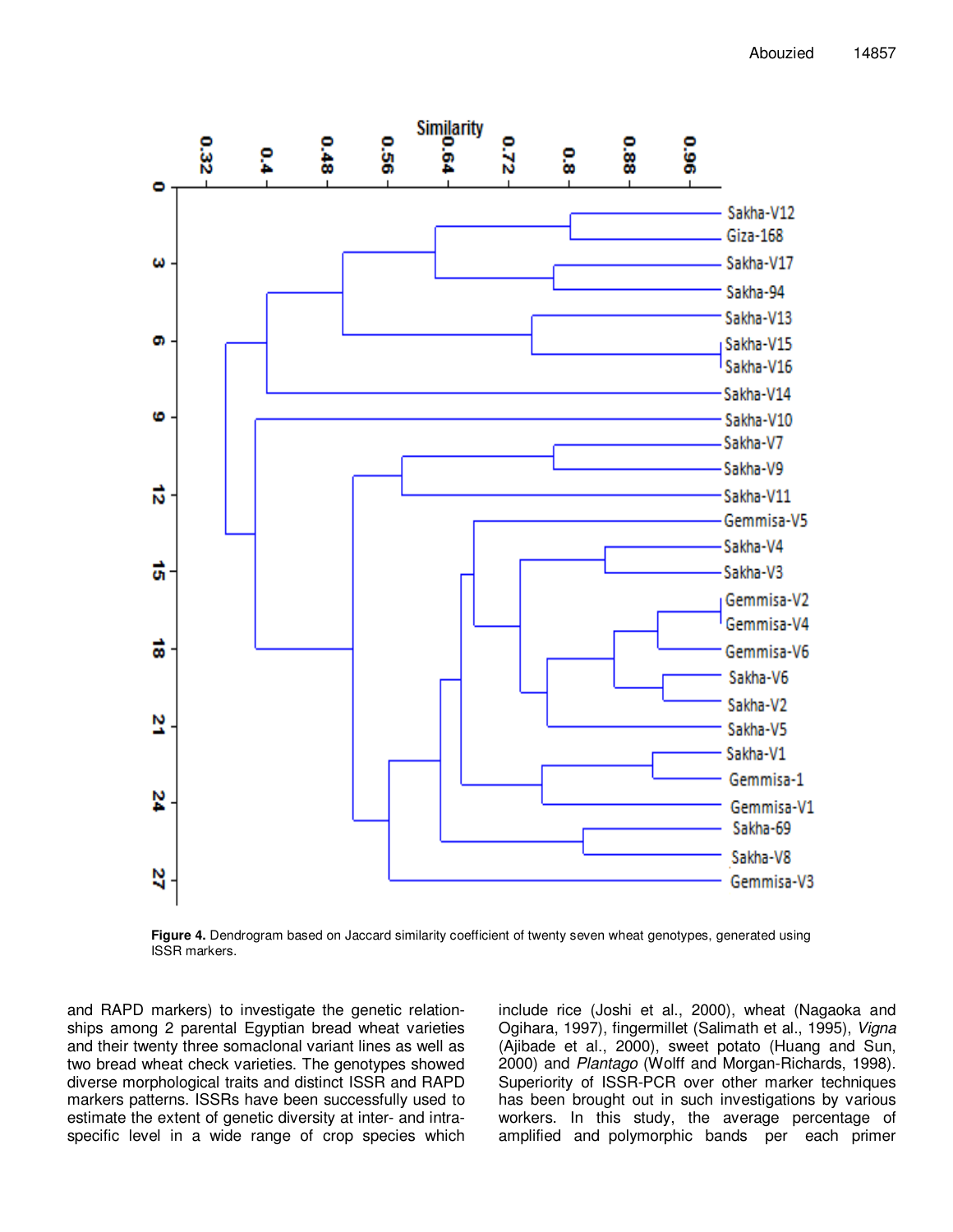Similarity

0.32 0.4 0.48 0.56 0.64 0.72 0.8 0.88 0.96

0 3 6 9 12 15 18 21 24 27

Sakha-V12
Giza-168
Sakha-V17
Sakha-94
Sakha-V13
Sakha-V15
Sakha-V16
Sakha-V14
Sakha-V10
Sakha-V7
Sakha-V9
Sakha-V11
Gemmisa-V5
Sakha-V4
Sakha-V3
Gemmisa-V2
Gemmisa-V4
Gemmisa-V6
Sakha-V6
Sakha-V2
Sakha-V5
Sakha-V1
Gemmisa-1
Gemmisa-V1
Sakha-69
Sakha-V8
Gemmisa-V3

**Figure 4.** Dendrogram based on Jaccard similarity coefficient of twenty seven wheat genotypes, generated using ISSR markers.

and RAPD markers) to investigate the genetic relationships among 2 parental Egyptian bread wheat varieties and their twenty three somaclonal variant lines as well as two bread wheat check varieties. The genotypes showed diverse morphological traits and distinct ISSR and RAPD markers patterns. ISSRs have been successfully used to estimate the extent of genetic diversity at inter- and intra-specific level in a wide range of crop species which include rice (Joshi et al., 2000), wheat (Nagaoka and Ogihara, 1997), fingermillet (Salimath et al., 1995), *Vigna* (Ajibade et al., 2000), sweet potato (Huang and Sun, 2000) and *Plantago* (Wolff and Morgan-Richards, 1998). Superiority of ISSR-PCR over other marker techniques has been brought out in such investigations by various workers. In this study, the average percentage of amplified and polymorphic bands per each primer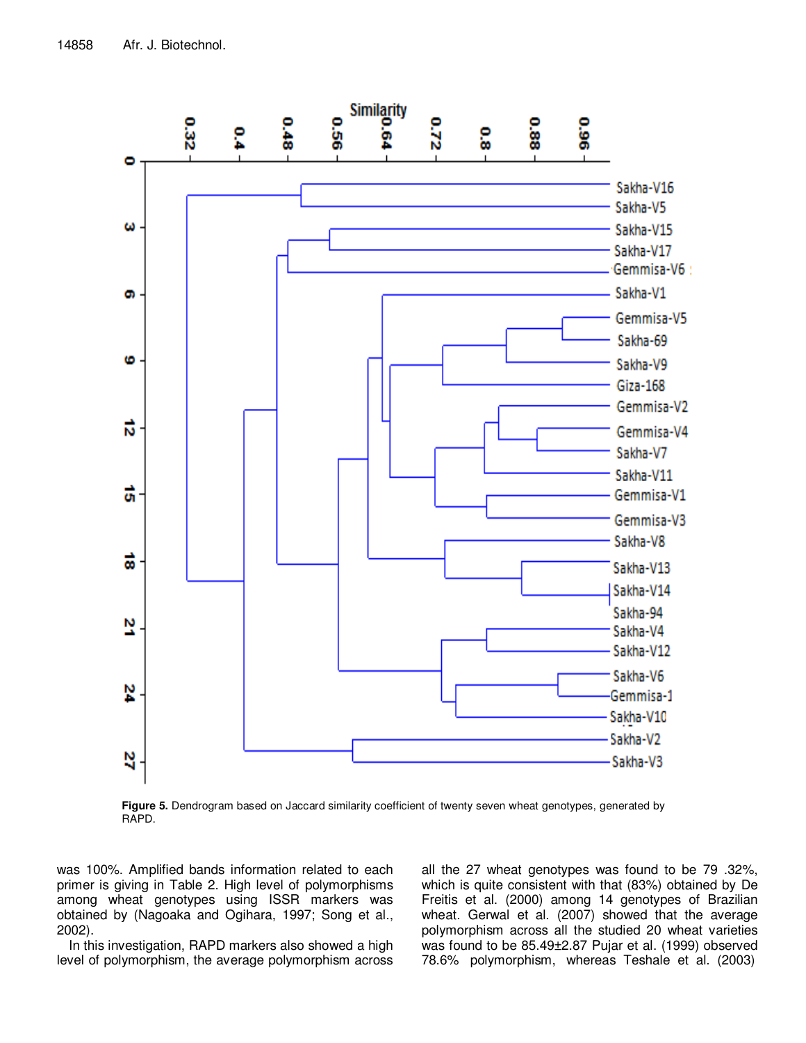Similarity

0.32
0.4
0.48
0.56
0.64
0.72
0.8
0.88
0.96

0
3
6
9
12
15
18
21
24
27

Sakha-V16
Sakha-V5
Sakha-V15
Sakha-V17
Gemmisa-V6
Sakha-V1
Gemmisa-V5
Sakha-69
Sakha-V9
Giza-168
Gemmisa-V2
Gemmisa-V4
Sakha-V7
Sakha-V11
Gemmisa-V1
Gemmisa-V3
Sakha-V8
Sakha-V13
Sakha-V14
Sakha-94
Sakha-V4
Sakha-V12
Sakha-V6
Gemmisa-1
Sakha-V10
Sakha-V2
Sakha-V3

**Figure 5.** Dendrogram based on Jaccard similarity coefficient of twenty seven wheat genotypes, generated by RAPD.

was 100%. Amplified bands information related to each primer is giving in Table 2. High level of polymorphisms among wheat genotypes using ISSR markers was obtained by (Nagoaka and Ogihara, 1997; Song et al., 2002).

In this investigation, RAPD markers also showed a high level of polymorphism, the average polymorphism across all the 27 wheat genotypes was found to be 79 .32%, which is quite consistent with that (83%) obtained by De Freitis et al. (2000) among 14 genotypes of Brazilian wheat. Gerwal et al. (2007) showed that the average polymorphism across all the studied 20 wheat varieties was found to be 85.49±2.87 Pujar et al. (1999) observed 78.6% polymorphism, whereas Teshale et al. (2003)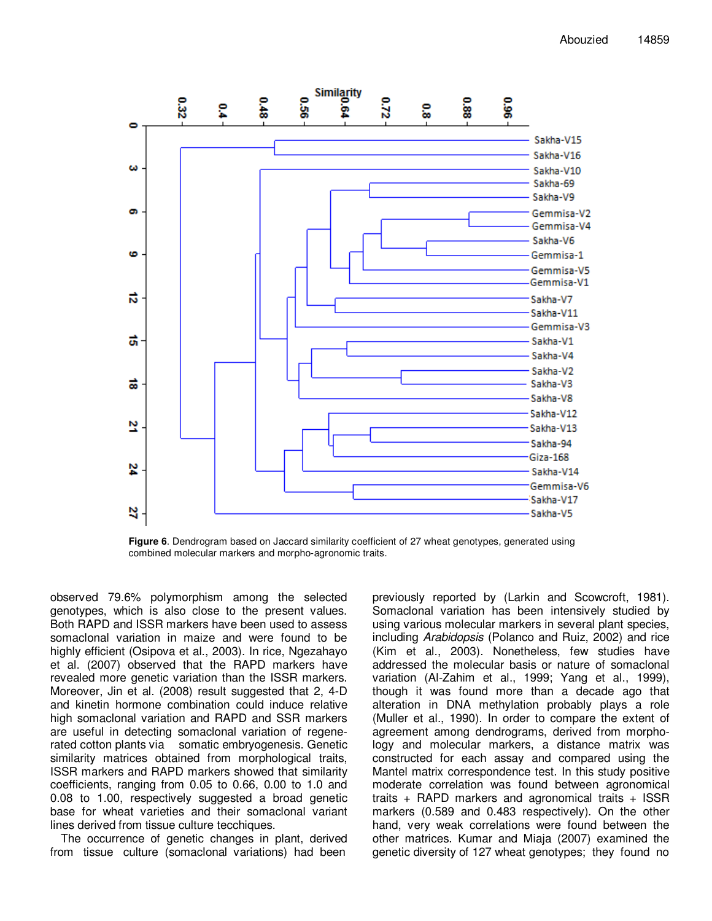Similarity

0.32 0.4 0.48 0.56 0.64 0.72 0.8 0.88 0.96

0 3 6 9 12 15 18 21 24 27

Sakha-V15
Sakha-V16
Sakha-V10
Sakha-69
Sakha-V9
Gemmisa-V2
Gemmisa-V4
Sakha-V6
Gemmisa-1
Gemmisa-V5
Gemmisa-V1
Sakha-V7
Sakha-V11
Gemmisa-V3
Sakha-V1
Sakha-V4
Sakha-V2
Sakha-V3
Sakha-V8
Sakha-V12
Sakha-V13
Sakha-94
Giza-168
Sakha-V14
Gemmisa-V6
Sakha-V17
Sakha-V5

**Figure 6**. Dendrogram based on Jaccard similarity coefficient of 27 wheat genotypes, generated using combined molecular markers and morpho-agronomic traits.

observed 79.6% polymorphism among the selected genotypes, which is also close to the present values. Both RAPD and ISSR markers have been used to assess somaclonal variation in maize and were found to be highly efficient (Osipova et al., 2003). In rice, Ngezahayo et al. (2007) observed that the RAPD markers have revealed more genetic variation than the ISSR markers. Moreover, Jin et al. (2008) result suggested that 2, 4-D and kinetin hormone combination could induce relative high somaclonal variation and RAPD and SSR markers are useful in detecting somaclonal variation of regenerated cotton plants via somatic embryogenesis. Genetic similarity matrices obtained from morphological traits, ISSR markers and RAPD markers showed that similarity coefficients, ranging from 0.05 to 0.66, 0.00 to 1.0 and 0.08 to 1.00, respectively suggested a broad genetic base for wheat varieties and their somaclonal variant lines derived from tissue culture tecchiques.

The occurrence of genetic changes in plant, derived from tissue culture (somaclonal variations) had been previously reported by (Larkin and Scowcroft, 1981). Somaclonal variation has been intensively studied by using various molecular markers in several plant species, including *Arabidopsis* (Polanco and Ruiz, 2002) and rice (Kim et al., 2003). Nonetheless, few studies have addressed the molecular basis or nature of somaclonal variation (Al-Zahim et al., 1999; Yang et al., 1999), though it was found more than a decade ago that alteration in DNA methylation probably plays a role (Muller et al., 1990). In order to compare the extent of agreement among dendrograms, derived from morphology and molecular markers, a distance matrix was constructed for each assay and compared using the Mantel matrix correspondence test. In this study positive moderate correlation was found between agronomical traits + RAPD markers and agronomical traits + ISSR markers (0.589 and 0.483 respectively). On the other hand, very weak correlations were found between the other matrices. Kumar and Miaja (2007) examined the genetic diversity of 127 wheat genotypes; they found no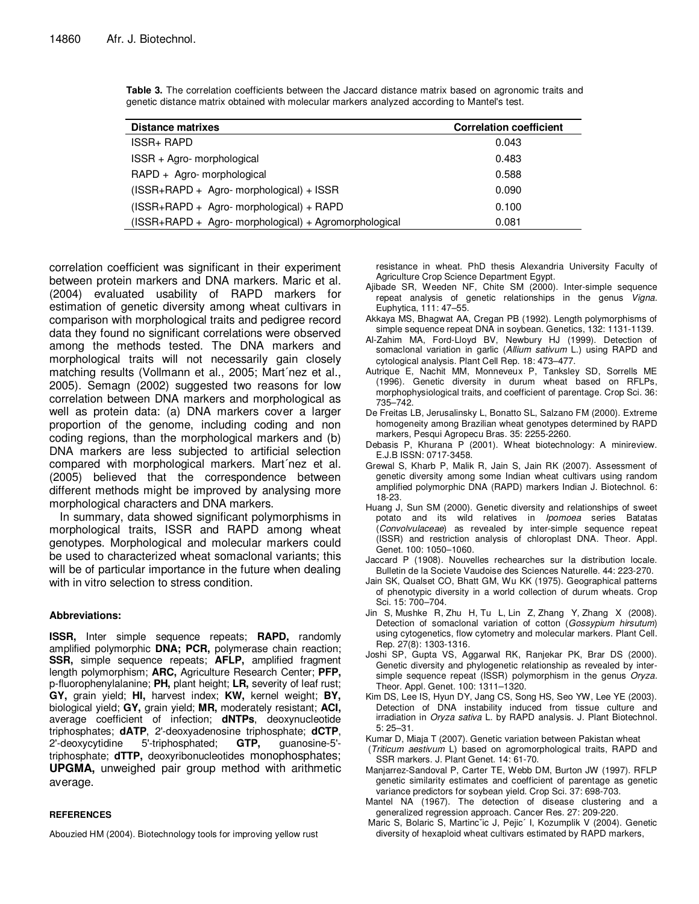**Table 3.** The correlation coefficients between the Jaccard distance matrix based on agronomic traits and genetic distance matrix obtained with molecular markers analyzed according to Mantel's test.

| Distance matrixes | Correlation coefficient |
|---|---|
| ISSR+ RAPD | 0.043 |
| ISSR + Agro- morphological | 0.483 |
| RAPD + Agro- morphological | 0.588 |
| (ISSR+RAPD + Agro- morphological) + ISSR | 0.090 |
| (ISSR+RAPD + Agro- morphological) + RAPD | 0.100 |
| (ISSR+RAPD + Agro- morphological) + Agromorphological | 0.081 |

correlation coefficient was significant in their experiment between protein markers and DNA markers. Maric et al. (2004) evaluated usability of RAPD markers for estimation of genetic diversity among wheat cultivars in comparison with morphological traits and pedigree record data they found no significant correlations were observed among the methods tested. The DNA markers and morphological traits will not necessarily gain closely matching results (Vollmann et al., 2005; Mart´nez et al., 2005). Semagn (2002) suggested two reasons for low correlation between DNA markers and morphological as well as protein data: (a) DNA markers cover a larger proportion of the genome, including coding and non coding regions, than the morphological markers and (b) DNA markers are less subjected to artificial selection compared with morphological markers. Mart´nez et al. (2005) believed that the correspondence between different methods might be improved by analysing more morphological characters and DNA markers.

In summary, data showed significant polymorphisms in morphological traits, ISSR and RAPD among wheat genotypes. Morphological and molecular markers could be used to characterized wheat somaclonal variants; this will be of particular importance in the future when dealing with in vitro selection to stress condition.

#### Abbreviations:

**ISSR,** Inter simple sequence repeats; **RAPD,** randomly amplified polymorphic **DNA; PCR,** polymerase chain reaction; **SSR,** simple sequence repeats; **AFLP,** amplified fragment length polymorphism; **ARC,** Agriculture Research Center; **PFP,** p-fluorophenylalanine; **PH,** plant height; **LR,** severity of leaf rust; **GY,** grain yield; **HI,** harvest index; **KW,** kernel weight; **BY,** biological yield; **GY,** grain yield; **MR,** moderately resistant; **ACI,** average coefficient of infection; **dNTPs**, deoxynucleotide triphosphates; **dATP**, 2'-deoxyadenosine triphosphate; **dCTP**, 2'-deoxycytidine 5'-triphosphated; **GTP,** guanosine-5'-triphosphate; **dTTP,** deoxyribonucleotides monophosphates; **UPGMA,** unweighed pair group method with arithmetic average.

#### REFERENCES

Abouzied HM (2004). Biotechnology tools for improving yellow rust resistance in wheat. PhD thesis Alexandria University Faculty of Agriculture Crop Science Department Egypt.

Ajibade SR, Weeden NF, Chite SM (2000). Inter-simple sequence repeat analysis of genetic relationships in the genus *Vigna*. Euphytica, 111: 47–55.

Akkaya MS, Bhagwat AA, Cregan PB (1992). Length polymorphisms of simple sequence repeat DNA in soybean. Genetics, 132: 1131-1139.

Al-Zahim MA, Ford-Lloyd BV, Newbury HJ (1999). Detection of somaclonal variation in garlic (*Allium sativum* L.) using RAPD and cytological analysis. Plant Cell Rep. 18: 473–477.

Autrique E, Nachit MM, Monneveux P, Tanksley SD, Sorrells ME (1996). Genetic diversity in durum wheat based on RFLPs, morphophysiological traits, and coefficient of parentage. Crop Sci. 36: 735–742.

De Freitas LB, Jerusalinsky L, Bonatto SL, Salzano FM (2000). Extreme homogeneity among Brazilian wheat genotypes determined by RAPD markers, Pesqui Agropecu Bras. 35: 2255-2260.

Debasis P, Khurana P (2001). Wheat biotechnology: A minireview. E.J.B ISSN: 0717-3458.

Grewal S, Kharb P, Malik R, Jain S, Jain RK (2007). Assessment of genetic diversity among some Indian wheat cultivars using random amplified polymorphic DNA (RAPD) markers Indian J. Biotechnol. 6: 18-23.

Huang J, Sun SM (2000). Genetic diversity and relationships of sweet potato and its wild relatives in *Ipomoea* series Batatas (*Convolvulaceae*) as revealed by inter-simple sequence repeat (ISSR) and restriction analysis of chloroplast DNA. Theor. Appl. Genet. 100: 1050–1060.

Jaccard P (1908). Nouvelles rechearches sur la distribution locale. Bulletin de la Societe Vaudoise des Sciences Naturelle. 44: 223-270.

Jain SK, Qualset CO, Bhatt GM, Wu KK (1975). Geographical patterns of phenotypic diversity in a world collection of durum wheats. Crop Sci. 15: 700–704.

Jin S, Mushke R, Zhu H, Tu L, Lin Z, Zhang Y, Zhang X (2008). Detection of somaclonal variation of cotton (*Gossypium hirsutum*) using cytogenetics, flow cytometry and molecular markers. Plant Cell. Rep. 27(8): 1303-1316.

Joshi SP, Gupta VS, Aggarwal RK, Ranjekar PK, Brar DS (2000). Genetic diversity and phylogenetic relationship as revealed by inter-simple sequence repeat (ISSR) polymorphism in the genus *Oryza*. Theor. Appl. Genet. 100: 1311–1320.

Kim DS, Lee IS, Hyun DY, Jang CS, Song HS, Seo YW, Lee YE (2003). Detection of DNA instability induced from tissue culture and irradiation in *Oryza sativa* L. by RAPD analysis. J. Plant Biotechnol. 5: 25–31.

Kumar D, Miaja T (2007). Genetic variation between Pakistan wheat (*Triticum aestivum* L) based on agromorphological traits, RAPD and SSR markers. J. Plant Genet. 14: 61-70.

Manjarrez-Sandoval P, Carter TE, Webb DM, Burton JW (1997). RFLP genetic similarity estimates and coefficient of parentage as genetic variance predictors for soybean yield. Crop Sci. 37: 698-703.

Mantel NA (1967). The detection of disease clustering and a generalized regression approach. Cancer Res. 27: 209-220.

Maric S, Bolaric S, Martinc`ic J, Pejic´ I, Kozumplik V (2004). Genetic diversity of hexaploid wheat cultivars estimated by RAPD markers,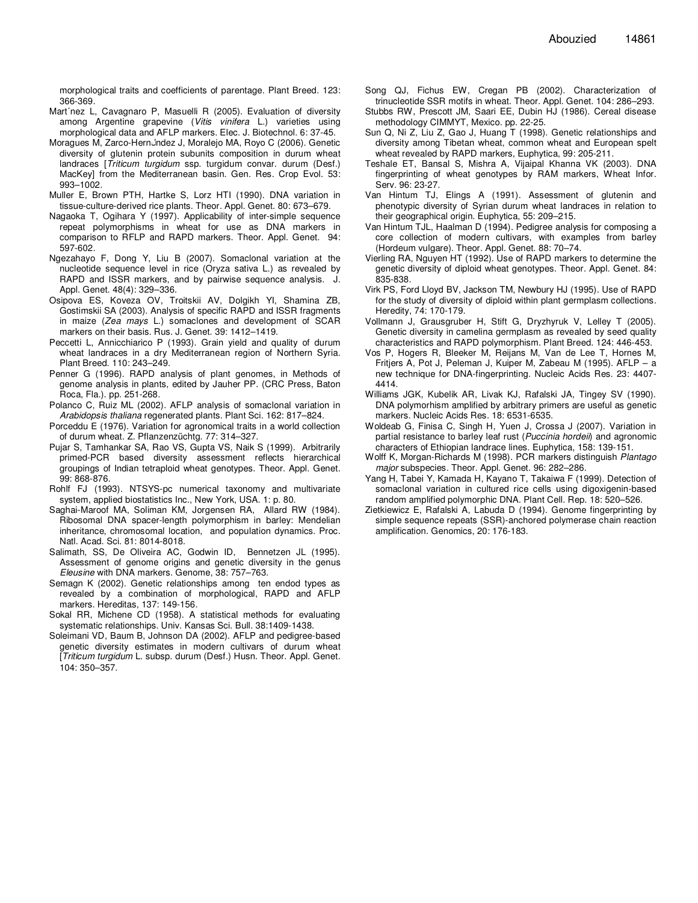morphological traits and coefficients of parentage. Plant Breed. 123: 366-369.

Mart´nez L, Cavagnaro P, Masuelli R (2005). Evaluation of diversity among Argentine grapevine (*Vitis vinifera* L.) varieties using morphological data and AFLP markers. Elec. J. Biotechnol. 6: 37-45.

Moragues M, Zarco-HernЈndez J, Moralejo MA, Royo C (2006). Genetic diversity of glutenin protein subunits composition in durum wheat landraces [*Triticum turgidum* ssp. turgidum convar. durum (Desf.) MacKey] from the Mediterranean basin. Gen. Res. Crop Evol. 53: 993–1002.

Muller E, Brown PTH, Hartke S, Lorz HTI (1990). DNA variation in tissue-culture-derived rice plants. Theor. Appl. Genet. 80: 673–679.

Nagaoka T, Ogihara Y (1997). Applicability of inter-simple sequence repeat polymorphisms in wheat for use as DNA markers in comparison to RFLP and RAPD markers. Theor. Appl. Genet. 94: 597-602.

Ngezahayo F, Dong Y, Liu B (2007). Somaclonal variation at the nucleotide sequence level in rice (Oryza sativa L.) as revealed by RAPD and ISSR markers, and by pairwise sequence analysis. J. Appl. Genet. 48(4): 329–336.

Osipova ES, Koveza OV, Troitskii AV, Dolgikh YI, Shamina ZB, Gostimskii SA (2003). Analysis of specific RAPD and ISSR fragments in maize (*Zea mays* L.) somaclones and development of SCAR markers on their basis. Rus. J. Genet. 39: 1412–1419.

Peccetti L, Annicchiarico P (1993). Grain yield and quality of durum wheat landraces in a dry Mediterranean region of Northern Syria. Plant Breed. 110: 243–249.

Penner G (1996). RAPD analysis of plant genomes, in Methods of genome analysis in plants, edited by Jauher PP. (CRC Press, Baton Roca, Fla.). pp. 251-268.

Polanco C, Ruiz ML (2002). AFLP analysis of somaclonal variation in *Arabidopsis thaliana* regenerated plants. Plant Sci. 162: 817–824.

Porceddu E (1976). Variation for agronomical traits in a world collection of durum wheat. Z. Pflanzenzüchtg. 77: 314–327.

Pujar S, Tamhankar SA, Rao VS, Gupta VS, Naik S (1999). Arbitrarily primed-PCR based diversity assessment reflects hierarchical groupings of Indian tetraploid wheat genotypes. Theor. Appl. Genet. 99: 868-876.

Rohlf FJ (1993). NTSYS-pc numerical taxonomy and multivariate system, applied biostatistics Inc., New York, USA. 1: p. 80.

Saghai-Maroof MA, Soliman KM, Jorgensen RA, Allard RW (1984). Ribosomal DNA spacer-length polymorphism in barley: Mendelian inheritance, chromosomal location, and population dynamics. Proc. Natl. Acad. Sci. 81: 8014-8018.

Salimath, SS, De Oliveira AC, Godwin ID, Bennetzen JL (1995). Assessment of genome origins and genetic diversity in the genus *Eleusine* with DNA markers. Genome, 38: 757–763.

Semagn K (2002). Genetic relationships among ten endod types as revealed by a combination of morphological, RAPD and AFLP markers. Hereditas, 137: 149-156.

Sokal RR, Michene CD (1958). A statistical methods for evaluating systematic relationships. Univ. Kansas Sci. Bull. 38:1409-1438.

Soleimani VD, Baum B, Johnson DA (2002). AFLP and pedigree-based genetic diversity estimates in modern cultivars of durum wheat [*Triticum turgidum* L. subsp. durum (Desf.) Husn. Theor. Appl. Genet. 104: 350–357.

Song QJ, Fichus EW, Cregan PB (2002). Characterization of trinucleotide SSR motifs in wheat. Theor. Appl. Genet. 104: 286–293.

Stubbs RW, Prescott JM, Saari EE, Dubin HJ (1986). Cereal disease methodology CIMMYT, Mexico. pp. 22-25.

Sun Q, Ni Z, Liu Z, Gao J, Huang T (1998). Genetic relationships and diversity among Tibetan wheat, common wheat and European spelt wheat revealed by RAPD markers, Euphytica, 99: 205-211.

Teshale ET, Bansal S, Mishra A, Vijaipal Khanna VK (2003). DNA fingerprinting of wheat genotypes by RAM markers, Wheat Infor. Serv. 96: 23-27.

Van Hintum TJ, Elings A (1991). Assessment of glutenin and phenotypic diversity of Syrian durum wheat landraces in relation to their geographical origin. Euphytica, 55: 209–215.

Van Hintum TJL, Haalman D (1994). Pedigree analysis for composing a core collection of modern cultivars, with examples from barley (Hordeum vulgare). Theor. Appl. Genet. 88: 70–74.

Vierling RA, Nguyen HT (1992). Use of RAPD markers to determine the genetic diversity of diploid wheat genotypes. Theor. Appl. Genet. 84: 835-838.

Virk PS, Ford Lloyd BV, Jackson TM, Newbury HJ (1995). Use of RAPD for the study of diversity of diploid within plant germplasm collections. Heredity, 74: 170-179.

Vollmann J, Grausgruber H, Stift G, Dryzhyruk V, Lelley T (2005). Genetic diversity in camelina germplasm as revealed by seed quality characteristics and RAPD polymorphism. Plant Breed. 124: 446-453.

Vos P, Hogers R, Bleeker M, Reijans M, Van de Lee T, Hornes M, Fritjers A, Pot J, Peleman J, Kuiper M, Zabeau M (1995). AFLP – a new technique for DNA-fingerprinting. Nucleic Acids Res. 23: 4407-4414.

Williams JGK, Kubelik AR, Livak KJ, Rafalski JA, Tingey SV (1990). DNA polymorhism amplified by arbitrary primers are useful as genetic markers. Nucleic Acids Res. 18: 6531-6535.

Woldeab G, Finisa C, Singh H, Yuen J, Crossa J (2007). Variation in partial resistance to barley leaf rust (*Puccinia hordeii*) and agronomic characters of Ethiopian landrace lines. Euphytica, 158: 139-151.

Wolff K, Morgan-Richards M (1998). PCR markers distinguish *Plantago major* subspecies. Theor. Appl. Genet. 96: 282–286.

Yang H, Tabei Y, Kamada H, Kayano T, Takaiwa F (1999). Detection of somaclonal variation in cultured rice cells using digoxigenin-based random amplified polymorphic DNA. Plant Cell. Rep. 18: 520–526.

Zietkiewicz E, Rafalski A, Labuda D (1994). Genome fingerprinting by simple sequence repeats (SSR)-anchored polymerase chain reaction amplification. Genomics, 20: 176-183.